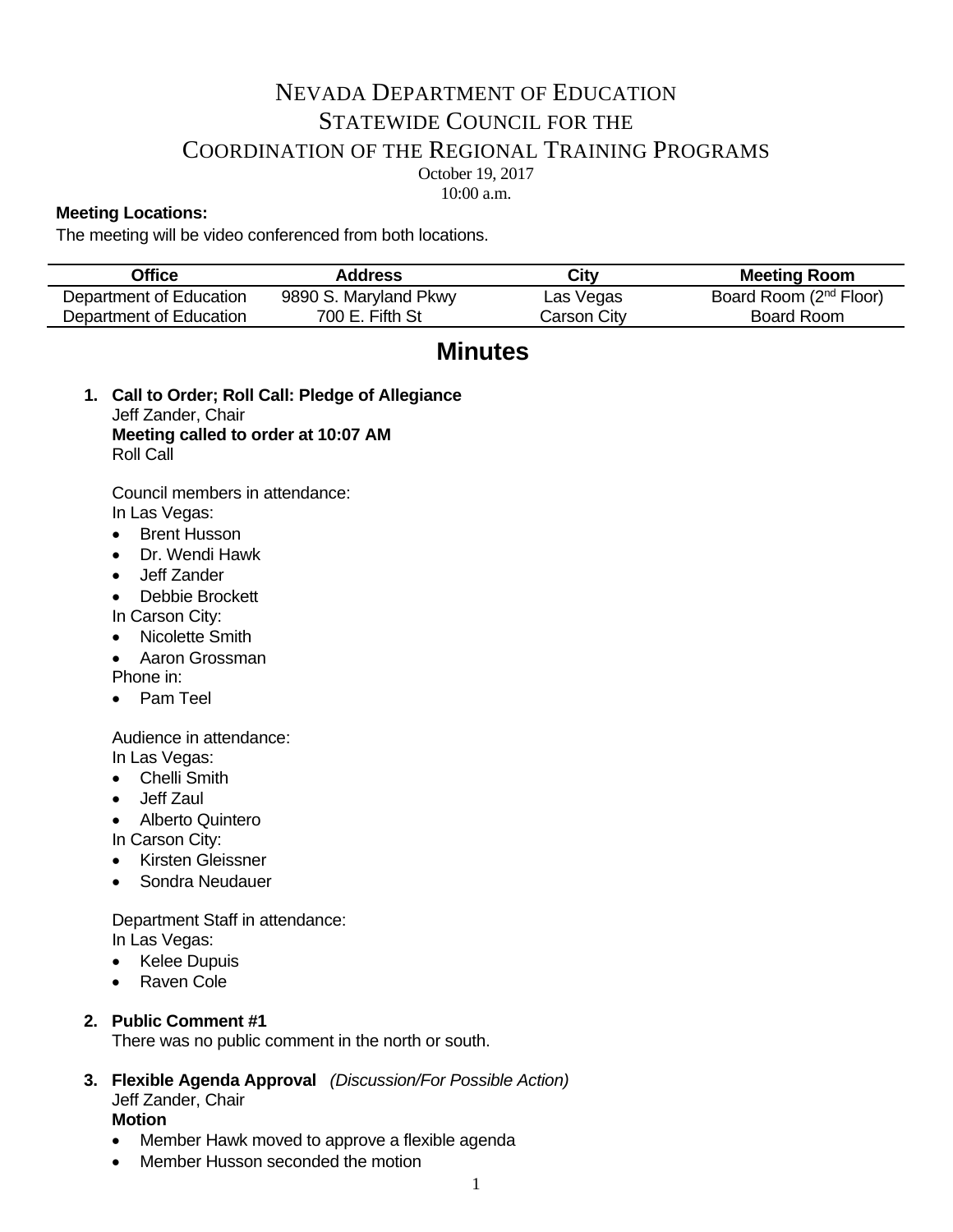# NEVADA DEPARTMENT OF EDUCATION
# STATEWIDE COUNCIL FOR THE
# COORDINATION OF THE REGIONAL TRAINING PROGRAMS

October 19, 2017
10:00 a.m.

**Meeting Locations:**
The meeting will be video conferenced from both locations.

| Office | Address | City | Meeting Room |
|---|---|---|---|
| Department of Education | 9890 S. Maryland Pkwy | Las Vegas | Board Room (2nd Floor) |
| Department of Education | 700 E. Fifth St | Carson City | Board Room |

## Minutes

1. **Call to Order; Roll Call: Pledge of Allegiance**
   Jeff Zander, Chair
   **Meeting called to order at 10:07 AM**
   Roll Call

   Council members in attendance:
   In Las Vegas:
   - Brent Husson
   - Dr. Wendi Hawk
   - Jeff Zander
   - Debbie Brockett

   In Carson City:
   - Nicolette Smith
   - Aaron Grossman

   Phone in:
   - Pam Teel

   Audience in attendance:
   In Las Vegas:
   - Chelli Smith
   - Jeff Zaul
   - Alberto Quintero

   In Carson City:
   - Kirsten Gleissner
   - Sondra Neudauer

   Department Staff in attendance:
   In Las Vegas:
   - Kelee Dupuis
   - Raven Cole

2. **Public Comment #1**
   There was no public comment in the north or south.

3. **Flexible Agenda Approval** *(Discussion/For Possible Action)*
   Jeff Zander, Chair
   **Motion**
   - Member Hawk moved to approve a flexible agenda
   - Member Husson seconded the motion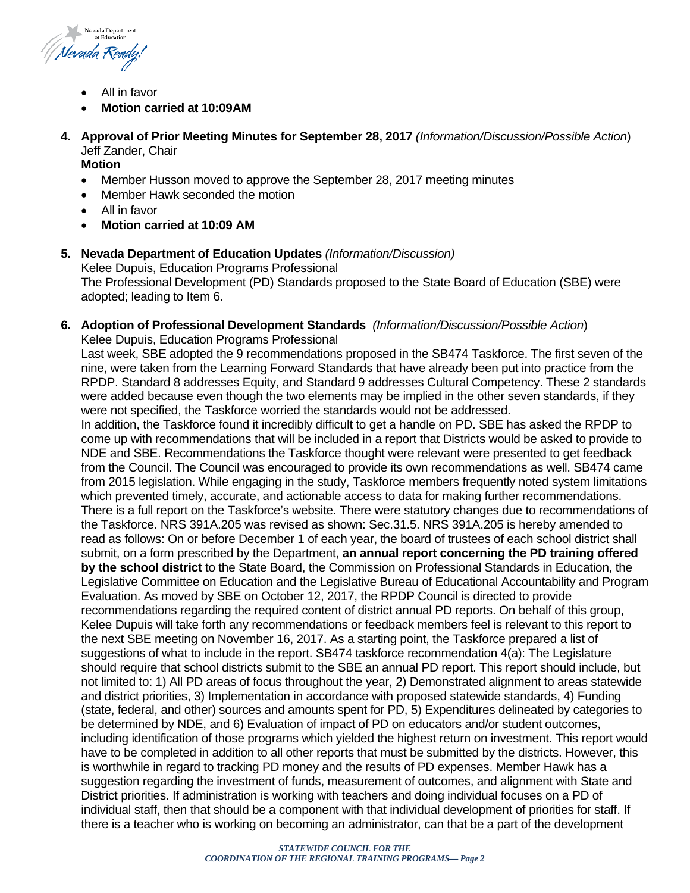- All in favor
- **Motion carried at 10:09AM**

4. **Approval of Prior Meeting Minutes for September 28, 2017** *(Information/Discussion/Possible Action*)
   Jeff Zander, Chair
   **Motion**
   - Member Husson moved to approve the September 28, 2017 meeting minutes
   - Member Hawk seconded the motion
   - All in favor
   - **Motion carried at 10:09 AM**

5. **Nevada Department of Education Updates** *(Information/Discussion)*
   Kelee Dupuis, Education Programs Professional
   The Professional Development (PD) Standards proposed to the State Board of Education (SBE) were adopted; leading to Item 6.

6. **Adoption of Professional Development Standards** *(Information/Discussion/Possible Action*)
   Kelee Dupuis, Education Programs Professional
   Last week, SBE adopted the 9 recommendations proposed in the SB474 Taskforce. The first seven of the nine, were taken from the Learning Forward Standards that have already been put into practice from the RPDP. Standard 8 addresses Equity, and Standard 9 addresses Cultural Competency. These 2 standards were added because even though the two elements may be implied in the other seven standards, if they were not specified, the Taskforce worried the standards would not be addressed.
   In addition, the Taskforce found it incredibly difficult to get a handle on PD. SBE has asked the RPDP to come up with recommendations that will be included in a report that Districts would be asked to provide to NDE and SBE. Recommendations the Taskforce thought were relevant were presented to get feedback from the Council. The Council was encouraged to provide its own recommendations as well. SB474 came from 2015 legislation. While engaging in the study, Taskforce members frequently noted system limitations which prevented timely, accurate, and actionable access to data for making further recommendations. There is a full report on the Taskforce's website. There were statutory changes due to recommendations of the Taskforce. NRS 391A.205 was revised as shown: Sec.31.5. NRS 391A.205 is hereby amended to read as follows: On or before December 1 of each year, the board of trustees of each school district shall submit, on a form prescribed by the Department, **an annual report concerning the PD training offered by the school district** to the State Board, the Commission on Professional Standards in Education, the Legislative Committee on Education and the Legislative Bureau of Educational Accountability and Program Evaluation. As moved by SBE on October 12, 2017, the RPDP Council is directed to provide recommendations regarding the required content of district annual PD reports. On behalf of this group, Kelee Dupuis will take forth any recommendations or feedback members feel is relevant to this report to the next SBE meeting on November 16, 2017. As a starting point, the Taskforce prepared a list of suggestions of what to include in the report. SB474 taskforce recommendation 4(a): The Legislature should require that school districts submit to the SBE an annual PD report. This report should include, but not limited to: 1) All PD areas of focus throughout the year, 2) Demonstrated alignment to areas statewide and district priorities, 3) Implementation in accordance with proposed statewide standards, 4) Funding (state, federal, and other) sources and amounts spent for PD, 5) Expenditures delineated by categories to be determined by NDE, and 6) Evaluation of impact of PD on educators and/or student outcomes, including identification of those programs which yielded the highest return on investment. This report would have to be completed in addition to all other reports that must be submitted by the districts. However, this is worthwhile in regard to tracking PD money and the results of PD expenses. Member Hawk has a suggestion regarding the investment of funds, measurement of outcomes, and alignment with State and District priorities. If administration is working with teachers and doing individual focuses on a PD of individual staff, then that should be a component with that individual development of priorities for staff. If there is a teacher who is working on becoming an administrator, can that be a part of the development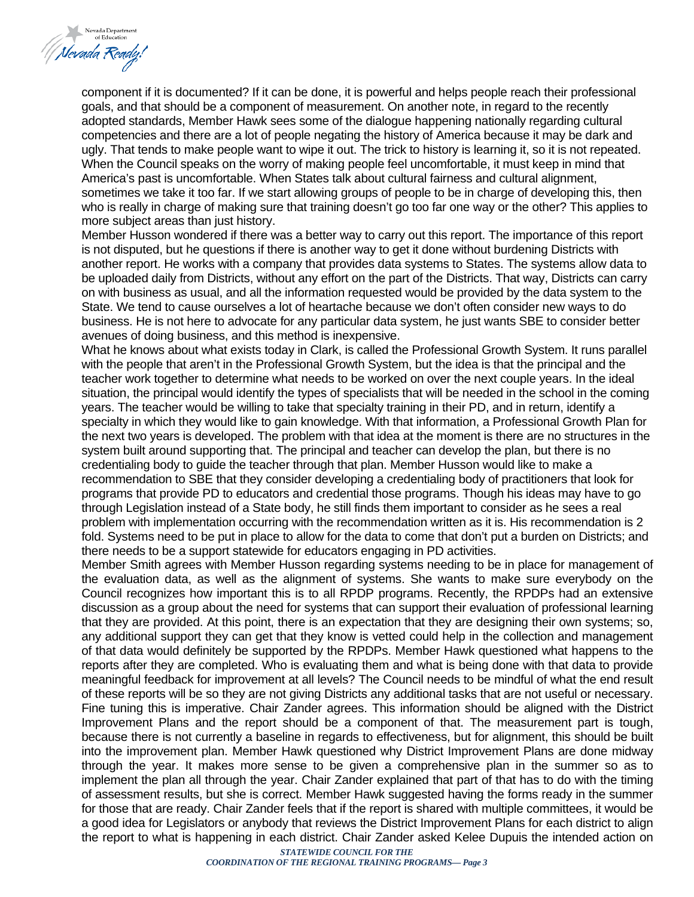component if it is documented? If it can be done, it is powerful and helps people reach their professional goals, and that should be a component of measurement. On another note, in regard to the recently adopted standards, Member Hawk sees some of the dialogue happening nationally regarding cultural competencies and there are a lot of people negating the history of America because it may be dark and ugly. That tends to make people want to wipe it out. The trick to history is learning it, so it is not repeated. When the Council speaks on the worry of making people feel uncomfortable, it must keep in mind that America's past is uncomfortable. When States talk about cultural fairness and cultural alignment, sometimes we take it too far. If we start allowing groups of people to be in charge of developing this, then who is really in charge of making sure that training doesn't go too far one way or the other? This applies to more subject areas than just history.

Member Husson wondered if there was a better way to carry out this report. The importance of this report is not disputed, but he questions if there is another way to get it done without burdening Districts with another report. He works with a company that provides data systems to States. The systems allow data to be uploaded daily from Districts, without any effort on the part of the Districts. That way, Districts can carry on with business as usual, and all the information requested would be provided by the data system to the State. We tend to cause ourselves a lot of heartache because we don't often consider new ways to do business. He is not here to advocate for any particular data system, he just wants SBE to consider better avenues of doing business, and this method is inexpensive.

What he knows about what exists today in Clark, is called the Professional Growth System. It runs parallel with the people that aren't in the Professional Growth System, but the idea is that the principal and the teacher work together to determine what needs to be worked on over the next couple years. In the ideal situation, the principal would identify the types of specialists that will be needed in the school in the coming years. The teacher would be willing to take that specialty training in their PD, and in return, identify a specialty in which they would like to gain knowledge. With that information, a Professional Growth Plan for the next two years is developed. The problem with that idea at the moment is there are no structures in the system built around supporting that. The principal and teacher can develop the plan, but there is no credentialing body to guide the teacher through that plan. Member Husson would like to make a recommendation to SBE that they consider developing a credentialing body of practitioners that look for programs that provide PD to educators and credential those programs. Though his ideas may have to go through Legislation instead of a State body, he still finds them important to consider as he sees a real problem with implementation occurring with the recommendation written as it is. His recommendation is 2 fold. Systems need to be put in place to allow for the data to come that don't put a burden on Districts; and there needs to be a support statewide for educators engaging in PD activities.

Member Smith agrees with Member Husson regarding systems needing to be in place for management of the evaluation data, as well as the alignment of systems. She wants to make sure everybody on the Council recognizes how important this is to all RPDP programs. Recently, the RPDPs had an extensive discussion as a group about the need for systems that can support their evaluation of professional learning that they are provided. At this point, there is an expectation that they are designing their own systems; so, any additional support they can get that they know is vetted could help in the collection and management of that data would definitely be supported by the RPDPs. Member Hawk questioned what happens to the reports after they are completed. Who is evaluating them and what is being done with that data to provide meaningful feedback for improvement at all levels? The Council needs to be mindful of what the end result of these reports will be so they are not giving Districts any additional tasks that are not useful or necessary. Fine tuning this is imperative. Chair Zander agrees. This information should be aligned with the District Improvement Plans and the report should be a component of that. The measurement part is tough, because there is not currently a baseline in regards to effectiveness, but for alignment, this should be built into the improvement plan. Member Hawk questioned why District Improvement Plans are done midway through the year. It makes more sense to be given a comprehensive plan in the summer so as to implement the plan all through the year. Chair Zander explained that part of that has to do with the timing of assessment results, but she is correct. Member Hawk suggested having the forms ready in the summer for those that are ready. Chair Zander feels that if the report is shared with multiple committees, it would be a good idea for Legislators or anybody that reviews the District Improvement Plans for each district to align the report to what is happening in each district. Chair Zander asked Kelee Dupuis the intended action on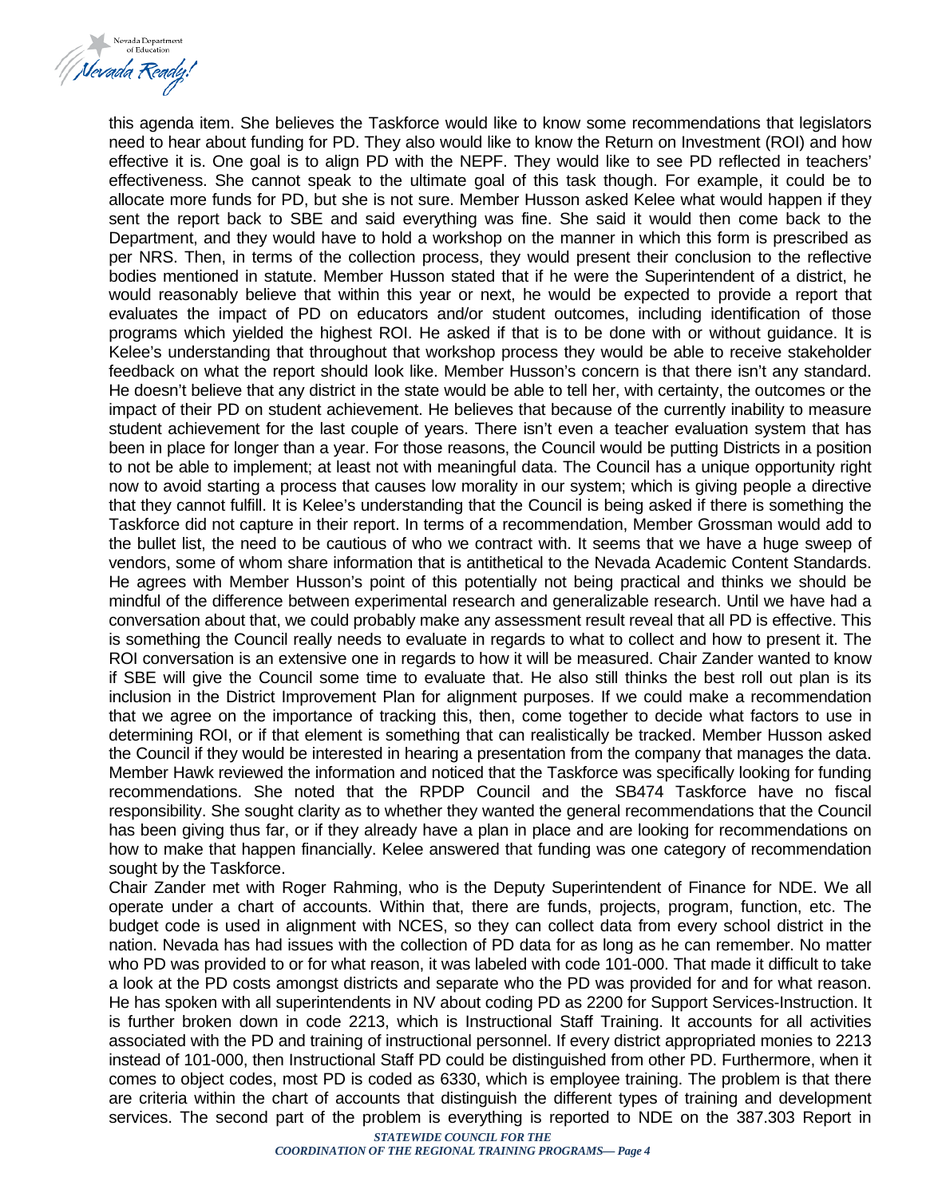this agenda item. She believes the Taskforce would like to know some recommendations that legislators need to hear about funding for PD. They also would like to know the Return on Investment (ROI) and how effective it is. One goal is to align PD with the NEPF. They would like to see PD reflected in teachers' effectiveness. She cannot speak to the ultimate goal of this task though. For example, it could be to allocate more funds for PD, but she is not sure. Member Husson asked Kelee what would happen if they sent the report back to SBE and said everything was fine. She said it would then come back to the Department, and they would have to hold a workshop on the manner in which this form is prescribed as per NRS. Then, in terms of the collection process, they would present their conclusion to the reflective bodies mentioned in statute. Member Husson stated that if he were the Superintendent of a district, he would reasonably believe that within this year or next, he would be expected to provide a report that evaluates the impact of PD on educators and/or student outcomes, including identification of those programs which yielded the highest ROI. He asked if that is to be done with or without guidance. It is Kelee's understanding that throughout that workshop process they would be able to receive stakeholder feedback on what the report should look like. Member Husson's concern is that there isn't any standard. He doesn't believe that any district in the state would be able to tell her, with certainty, the outcomes or the impact of their PD on student achievement. He believes that because of the currently inability to measure student achievement for the last couple of years. There isn't even a teacher evaluation system that has been in place for longer than a year. For those reasons, the Council would be putting Districts in a position to not be able to implement; at least not with meaningful data. The Council has a unique opportunity right now to avoid starting a process that causes low morality in our system; which is giving people a directive that they cannot fulfill. It is Kelee's understanding that the Council is being asked if there is something the Taskforce did not capture in their report. In terms of a recommendation, Member Grossman would add to the bullet list, the need to be cautious of who we contract with. It seems that we have a huge sweep of vendors, some of whom share information that is antithetical to the Nevada Academic Content Standards. He agrees with Member Husson's point of this potentially not being practical and thinks we should be mindful of the difference between experimental research and generalizable research. Until we have had a conversation about that, we could probably make any assessment result reveal that all PD is effective. This is something the Council really needs to evaluate in regards to what to collect and how to present it. The ROI conversation is an extensive one in regards to how it will be measured. Chair Zander wanted to know if SBE will give the Council some time to evaluate that. He also still thinks the best roll out plan is its inclusion in the District Improvement Plan for alignment purposes. If we could make a recommendation that we agree on the importance of tracking this, then, come together to decide what factors to use in determining ROI, or if that element is something that can realistically be tracked. Member Husson asked the Council if they would be interested in hearing a presentation from the company that manages the data. Member Hawk reviewed the information and noticed that the Taskforce was specifically looking for funding recommendations. She noted that the RPDP Council and the SB474 Taskforce have no fiscal responsibility. She sought clarity as to whether they wanted the general recommendations that the Council has been giving thus far, or if they already have a plan in place and are looking for recommendations on how to make that happen financially. Kelee answered that funding was one category of recommendation sought by the Taskforce.

Chair Zander met with Roger Rahming, who is the Deputy Superintendent of Finance for NDE. We all operate under a chart of accounts. Within that, there are funds, projects, program, function, etc. The budget code is used in alignment with NCES, so they can collect data from every school district in the nation. Nevada has had issues with the collection of PD data for as long as he can remember. No matter who PD was provided to or for what reason, it was labeled with code 101-000. That made it difficult to take a look at the PD costs amongst districts and separate who the PD was provided for and for what reason. He has spoken with all superintendents in NV about coding PD as 2200 for Support Services-Instruction. It is further broken down in code 2213, which is Instructional Staff Training. It accounts for all activities associated with the PD and training of instructional personnel. If every district appropriated monies to 2213 instead of 101-000, then Instructional Staff PD could be distinguished from other PD. Furthermore, when it comes to object codes, most PD is coded as 6330, which is employee training. The problem is that there are criteria within the chart of accounts that distinguish the different types of training and development services. The second part of the problem is everything is reported to NDE on the 387.303 Report in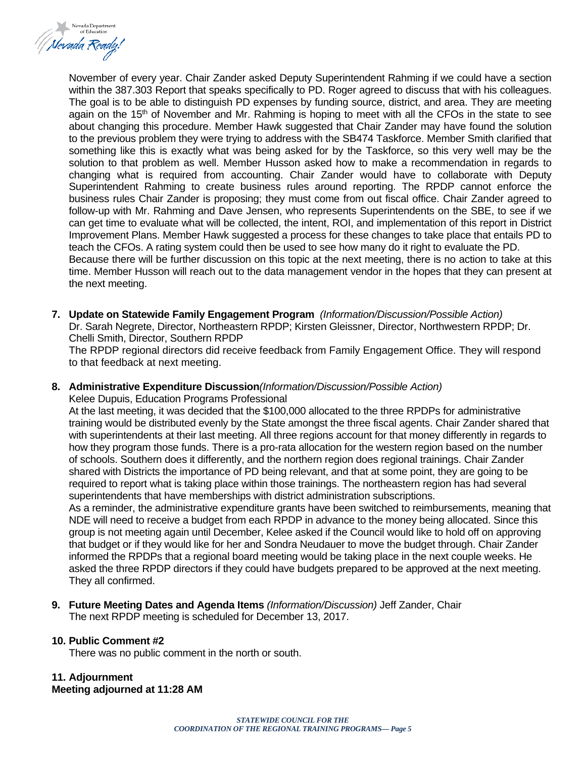November of every year. Chair Zander asked Deputy Superintendent Rahming if we could have a section within the 387.303 Report that speaks specifically to PD. Roger agreed to discuss that with his colleagues. The goal is to be able to distinguish PD expenses by funding source, district, and area. They are meeting again on the 15th of November and Mr. Rahming is hoping to meet with all the CFOs in the state to see about changing this procedure. Member Hawk suggested that Chair Zander may have found the solution to the previous problem they were trying to address with the SB474 Taskforce. Member Smith clarified that something like this is exactly what was being asked for by the Taskforce, so this very well may be the solution to that problem as well. Member Husson asked how to make a recommendation in regards to changing what is required from accounting. Chair Zander would have to collaborate with Deputy Superintendent Rahming to create business rules around reporting. The RPDP cannot enforce the business rules Chair Zander is proposing; they must come from out fiscal office. Chair Zander agreed to follow-up with Mr. Rahming and Dave Jensen, who represents Superintendents on the SBE, to see if we can get time to evaluate what will be collected, the intent, ROI, and implementation of this report in District Improvement Plans. Member Hawk suggested a process for these changes to take place that entails PD to teach the CFOs. A rating system could then be used to see how many do it right to evaluate the PD.
Because there will be further discussion on this topic at the next meeting, there is no action to take at this time. Member Husson will reach out to the data management vendor in the hopes that they can present at the next meeting.

**7. Update on Statewide Family Engagement Program** *(Information/Discussion/Possible Action)*
Dr. Sarah Negrete, Director, Northeastern RPDP; Kirsten Gleissner, Director, Northwestern RPDP; Dr. Chelli Smith, Director, Southern RPDP
The RPDP regional directors did receive feedback from Family Engagement Office. They will respond to that feedback at next meeting.

**8. Administrative Expenditure Discussion***(Information/Discussion/Possible Action)*
Kelee Dupuis, Education Programs Professional
At the last meeting, it was decided that the $100,000 allocated to the three RPDPs for administrative training would be distributed evenly by the State amongst the three fiscal agents. Chair Zander shared that with superintendents at their last meeting. All three regions account for that money differently in regards to how they program those funds. There is a pro-rata allocation for the western region based on the number of schools. Southern does it differently, and the northern region does regional trainings. Chair Zander shared with Districts the importance of PD being relevant, and that at some point, they are going to be required to report what is taking place within those trainings. The northeastern region has had several superintendents that have memberships with district administration subscriptions.
As a reminder, the administrative expenditure grants have been switched to reimbursements, meaning that NDE will need to receive a budget from each RPDP in advance to the money being allocated. Since this group is not meeting again until December, Kelee asked if the Council would like to hold off on approving that budget or if they would like for her and Sondra Neudauer to move the budget through. Chair Zander informed the RPDPs that a regional board meeting would be taking place in the next couple weeks. He asked the three RPDP directors if they could have budgets prepared to be approved at the next meeting. They all confirmed.

**9. Future Meeting Dates and Agenda Items** *(Information/Discussion)* Jeff Zander, Chair
The next RPDP meeting is scheduled for December 13, 2017.

**10. Public Comment #2**
There was no public comment in the north or south.

**11. Adjournment**
**Meeting adjourned at 11:28 AM**